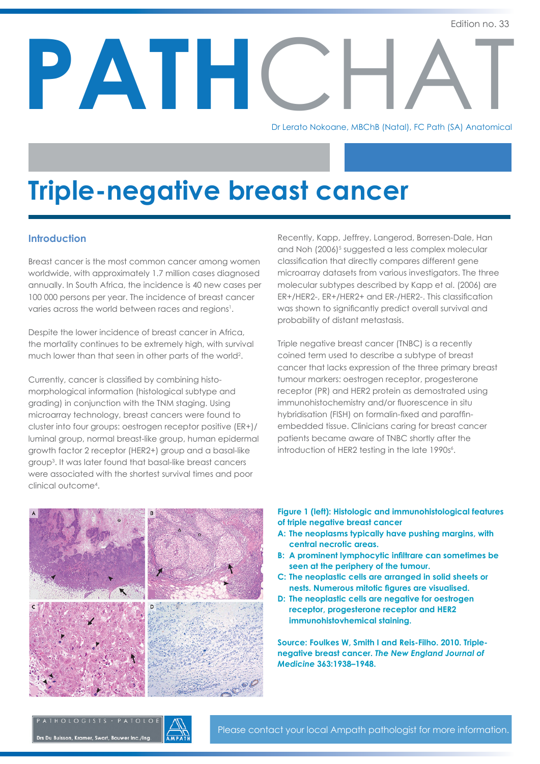Edition no. 33

# PATHCHAT

Dr Lerato Nokoane, MBChB (Natal), FC Path (SA) Anatomical

# Triple-negative breast cancer

## Introduction

Breast cancer is the most common cancer among women worldwide, with approximately 1.7 million cases diagnosed annually. In South Africa, the incidence is 40 new cases per 100 000 persons per year. The incidence of breast cancer varies across the world between races and regions[1].

Despite the lower incidence of breast cancer in Africa, the mortality continues to be extremely high, with survival much lower than that seen in other parts of the world[2].

Currently, cancer is classified by combining histo-morphological information (histological subtype and grading) in conjunction with the TNM staging. Using microarray technology, breast cancers were found to cluster into four groups: oestrogen receptor positive (ER+)/ luminal group, normal breast-like group, human epidermal growth factor 2 receptor (HER2+) group and a basal-like group[3]. It was later found that basal-like breast cancers were associated with the shortest survival times and poor clinical outcome[4].

Recently, Kapp, Jeffrey, Langerod, Borresen-Dale, Han and Noh (2006)[5] suggested a less complex molecular classification that directly compares different gene microarray datasets from various investigators. The three molecular subtypes described by Kapp et al. (2006) are ER+/HER2-, ER+/HER2+ and ER-/HER2-. This classification was shown to significantly predict overall survival and probability of distant metastasis.

Triple negative breast cancer (TNBC) is a recently coined term used to describe a subtype of breast cancer that lacks expression of the three primary breast tumour markers: oestrogen receptor, progesterone receptor (PR) and HER2 protein as demostrated using immunohistochemistry and/or fluorescence in situ hybridisation (FISH) on formalin-fixed and paraffin-embedded tissue. Clinicians caring for breast cancer patients became aware of TNBC shortly after the introduction of HER2 testing in the late 1990s[6].

**Figure 1 (left): Histologic and immunohistological features of triple negative breast cancer**

**A: The neoplasms typically have pushing margins, with central necrotic areas.**
**B: A prominent lymphocytic infiltrare can sometimes be seen at the periphery of the tumour.**
**C: The neoplastic cells are arranged in solid sheets or nests. Numerous mitotic figures are visualised.**
**D: The neoplastic cells are negative for oestrogen receptor, progesterone receptor and HER2 immunohistovhemical staining.**

**Source: Foulkes W, Smith I and Reis-Filho. 2010. Triple-negative breast cancer. *The New England Journal of Medicine* 363:1938–1948.**

PATHOLOGISTS · PATOLOE
Drs Du Buisson, Kramer, Swart, Bouwer Inc./Ing.
AMPATH

Please contact your local Ampath pathologist for more information.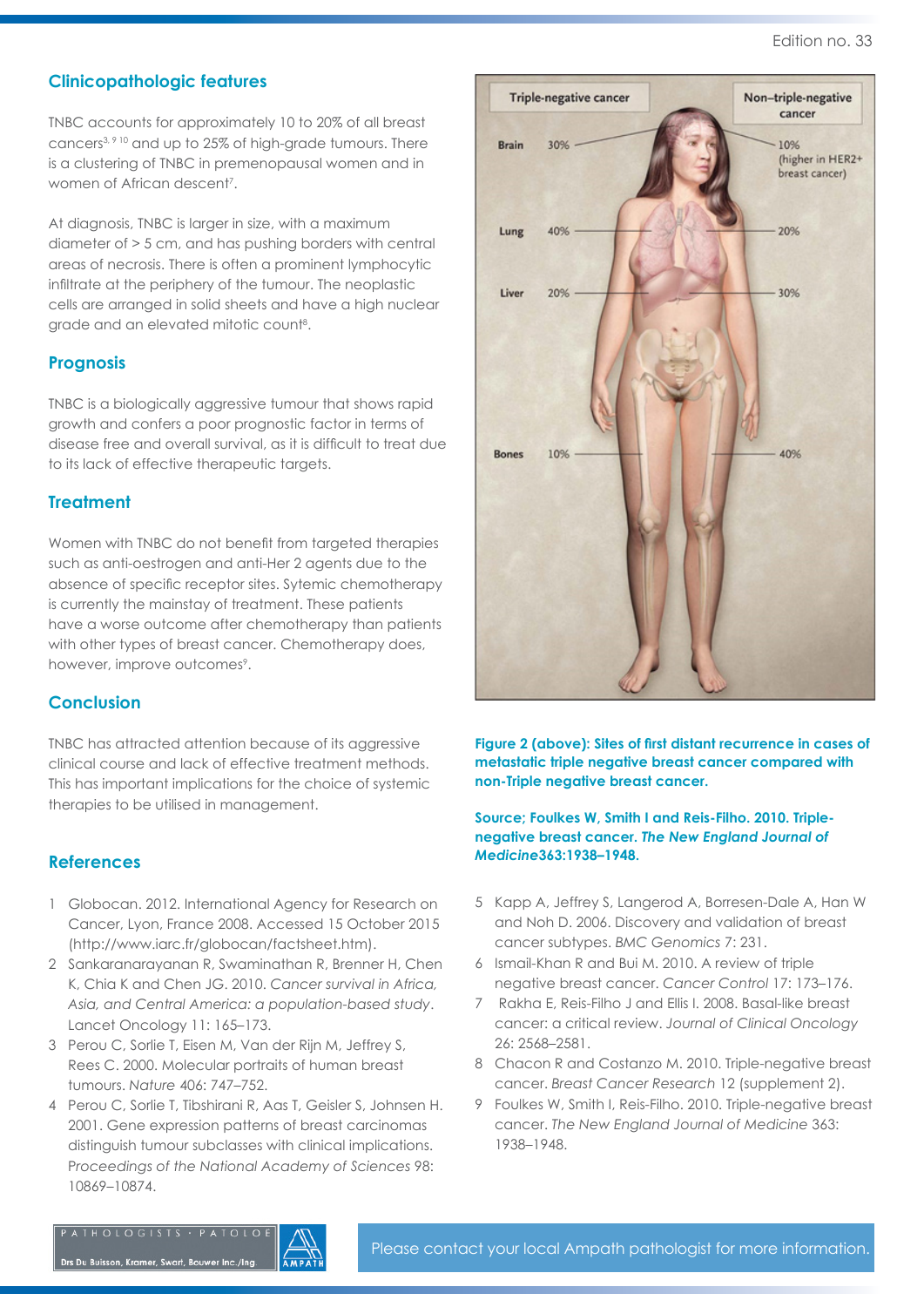## Clinicopathologic features

TNBC accounts for approximately 10 to 20% of all breast cancers[3, 9 10] and up to 25% of high-grade tumours. There is a clustering of TNBC in premenopausal women and in women of African descent[7].

At diagnosis, TNBC is larger in size, with a maximum diameter of > 5 cm, and has pushing borders with central areas of necrosis. There is often a prominent lymphocytic infiltrate at the periphery of the tumour. The neoplastic cells are arranged in solid sheets and have a high nuclear grade and an elevated mitotic count[8].

## Prognosis

TNBC is a biologically aggressive tumour that shows rapid growth and confers a poor prognostic factor in terms of disease free and overall survival, as it is difficult to treat due to its lack of effective therapeutic targets.

## Treatment

Women with TNBC do not benefit from targeted therapies such as anti-oestrogen and anti-Her 2 agents due to the absence of specific receptor sites. Sytemic chemotherapy is currently the mainstay of treatment. These patients have a worse outcome after chemotherapy than patients with other types of breast cancer. Chemotherapy does, however, improve outcomes[9].

## Conclusion

TNBC has attracted attention because of its aggressive clinical course and lack of effective treatment methods. This has important implications for the choice of systemic therapies to be utilised in management.

Triple-negative cancer

Non-triple-negative cancer

Brain 30% — 10% (higher in HER2+ breast cancer)

Lung 40% — 20%

Liver 20% — 30%

Bones 10% — 40%

**Figure 2 (above): Sites of first distant recurrence in cases of metastatic triple negative breast cancer compared with non-Triple negative breast cancer.**

**Source; Foulkes W, Smith I and Reis-Filho. 2010. Triple-negative breast cancer. *The New England Journal of Medicine*363:1938–1948.**

## References

1. Globocan. 2012. International Agency for Research on Cancer, Lyon, France 2008. Accessed 15 October 2015 (http://www.iarc.fr/globocan/factsheet.htm).
2. Sankaranarayanan R, Swaminathan R, Brenner H, Chen K, Chia K and Chen JG. 2010. *Cancer survival in Africa, Asia, and Central America: a population-based study*. Lancet Oncology 11: 165–173.
3. Perou C, Sorlie T, Eisen M, Van der Rijn M, Jeffrey S, Rees C. 2000. Molecular portraits of human breast tumours. *Nature* 406: 747–752.
4. Perou C, Sorlie T, Tibshirani R, Aas T, Geisler S, Johnsen H. 2001. Gene expression patterns of breast carcinomas distinguish tumour subclasses with clinical implications. *Proceedings of the National Academy of Sciences* 98: 10869–10874.
5. Kapp A, Jeffrey S, Langerod A, Borresen-Dale A, Han W and Noh D. 2006. Discovery and validation of breast cancer subtypes. *BMC Genomics* 7: 231.
6. Ismail-Khan R and Bui M. 2010. A review of triple negative breast cancer. *Cancer Control* 17: 173–176.
7. Rakha E, Reis-Filho J and Ellis I. 2008. Basal-like breast cancer: a critical review. *Journal of Clinical Oncology* 26: 2568–2581.
8. Chacon R and Costanzo M. 2010. Triple-negative breast cancer. *Breast Cancer Research* 12 (supplement 2).
9. Foulkes W, Smith I, Reis-Filho. 2010. Triple-negative breast cancer. *The New England Journal of Medicine* 363: 1938–1948.

Please contact your local Ampath pathologist for more information.